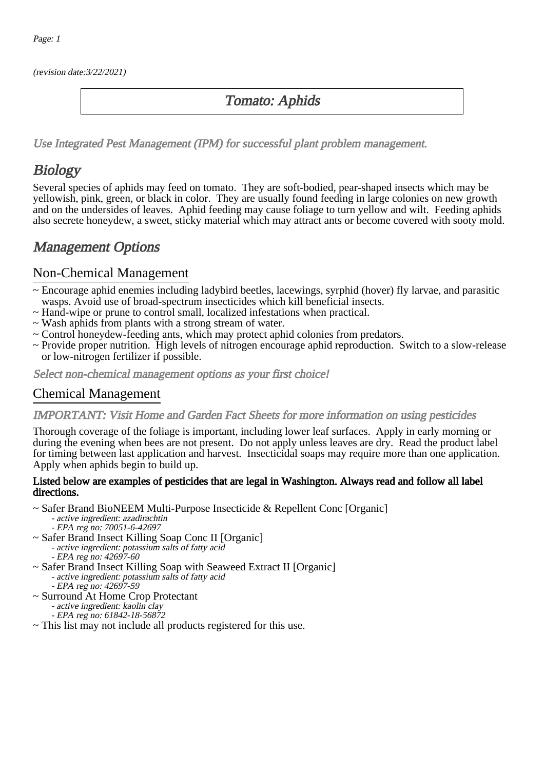(revision date:3/22/2021)

# Tomato: Aphids

*Use Integrated Pest Management (IPM) for successful plant problem management.*

## Biology

Several species of aphids may feed on tomato. They are soft-bodied, pear-shaped insects which may be yellowish, pink, green, or black in color. They are usually found feeding in large colonies on new growth and on the undersides of leaves. Aphid feeding may cause foliage to turn yellow and wilt. Feeding aphids also secrete honeydew, a sweet, sticky material which may attract ants or become covered with sooty mold.

## Management Options

### Non-Chemical Management

- ~ Encourage aphid enemies including ladybird beetles, lacewings, syrphid (hover) fly larvae, and parasitic wasps. Avoid use of broad-spectrum insecticides which kill beneficial insects.
- ~ Hand-wipe or prune to control small, localized infestations when practical.
- ~ Wash aphids from plants with a strong stream of water.
- ~ Control honeydew-feeding ants, which may protect aphid colonies from predators.
- ~ Provide proper nutrition. High levels of nitrogen encourage aphid reproduction. Switch to a slow-release or low-nitrogen fertilizer if possible.

*Select non-chemical management options as your first choice!*

### Chemical Management

*IMPORTANT: Visit Home and Garden Fact Sheets for more information on using pesticides*

Thorough coverage of the foliage is important, including lower leaf surfaces. Apply in early morning or during the evening when bees are not present. Do not apply unless leaves are dry. Read the product label for timing between last application and harvest. Insecticidal soaps may require more than one application. Apply when aphids begin to build up.

**Listed below are examples of pesticides that are legal in Washington. Always read and follow all label directions.**

- ~ Safer Brand BioNEEM Multi-Purpose Insecticide & Repellent Conc [Organic]
  - *- active ingredient: azadirachtin*
  - *- EPA reg no: 70051-6-42697*
- ~ Safer Brand Insect Killing Soap Conc II [Organic]
  - *- active ingredient: potassium salts of fatty acid*
  - *- EPA reg no: 42697-60*
- ~ Safer Brand Insect Killing Soap with Seaweed Extract II [Organic]
  - *- active ingredient: potassium salts of fatty acid*
  - *- EPA reg no: 42697-59*
- ~ Surround At Home Crop Protectant
  - *- active ingredient: kaolin clay*
  - *- EPA reg no: 61842-18-56872*
- ~ This list may not include all products registered for this use.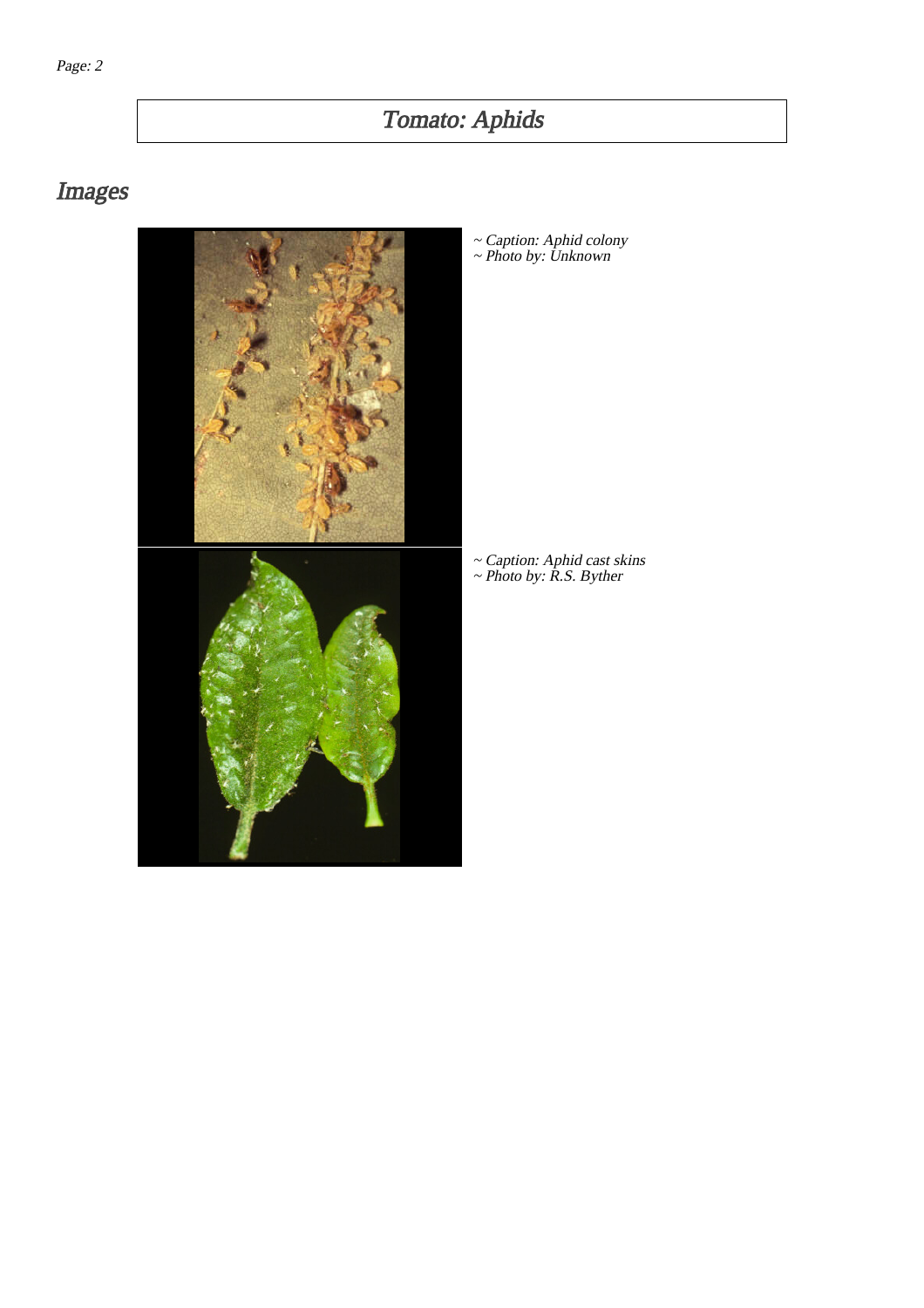# Tomato: Aphids

## Images

~ Caption: Aphid colony
~ Photo by: Unknown

~ Caption: Aphid cast skins
~ Photo by: R.S. Byther